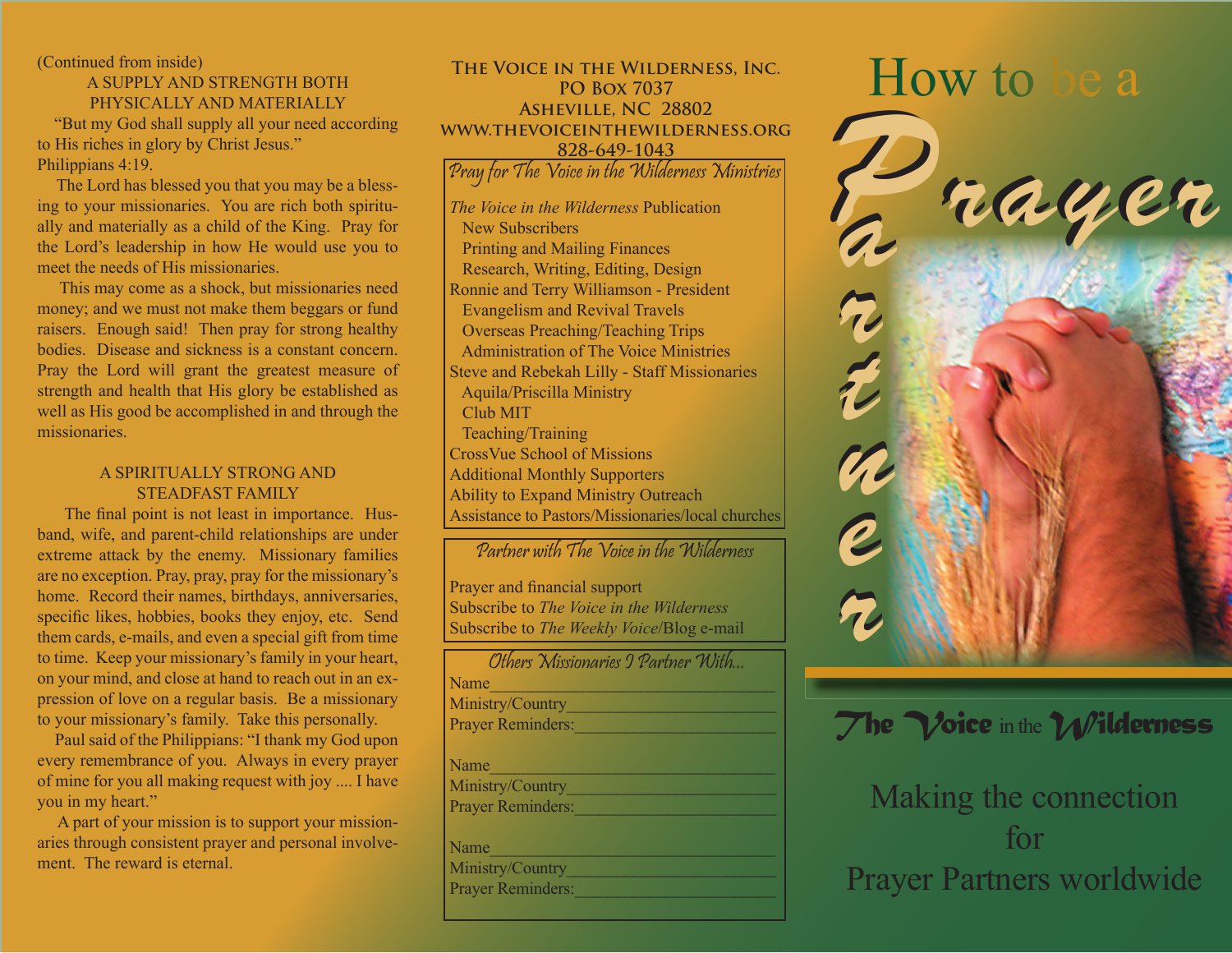(Continued from inside)

### A SUPPLY AND STRENGTH BOTH PHYSICALLY AND MATERIALLY

"But my God shall supply all your need according to His riches in glory by Christ Jesus." Philippians 4:19.

The Lord has blessed you that you may be a blessing to your missionaries. You are rich both spiritually and materially as a child of the King. Pray for the Lord's leadership in how He would use you to meet the needs of His missionaries.

This may come as a shock, but missionaries need money; and we must not make them beggars or fund raisers. Enough said! Then pray for strong healthy bodies. Disease and sickness is a constant concern. Pray the Lord will grant the greatest measure of strength and health that His glory be established as well as His good be accomplished in and through the missionaries.

### A SPIRITUALLY STRONG AND STEADFAST FAMILY

The final point is not least in importance. Husband, wife, and parent-child relationships are under extreme attack by the enemy. Missionary families are no exception. Pray, pray, pray for the missionary's home. Record their names, birthdays, anniversaries, specific likes, hobbies, books they enjoy, etc. Send them cards, e-mails, and even a special gift from time to time. Keep your missionary's family in your heart, on your mind, and close at hand to reach out in an expression of love on a regular basis. Be a missionary to your missionary's family. Take this personally.

Paul said of the Philippians: "I thank my God upon every remembrance of you. Always in every prayer of mine for you all making request with joy .... I have you in my heart."

A part of your mission is to support your missionaries through consistent prayer and personal involvement. The reward is eternal.

**The Voice in the Wilderness, Inc.**
**PO Box 7037**
**Asheville, NC 28802**
**www.thevoiceinthewilderness.org**
**828-649-1043**

### Pray for The Voice in the Wilderness Ministries

*The Voice in the Wilderness* Publication
- New Subscribers
- Printing and Mailing Finances
- Research, Writing, Editing, Design

Ronnie and Terry Williamson - President
- Evangelism and Revival Travels
- Overseas Preaching/Teaching Trips
- Administration of The Voice Ministries

Steve and Rebekah Lilly - Staff Missionaries
- Aquila/Priscilla Ministry
- Club MIT
- Teaching/Training

CrossVue School of Missions
Additional Monthly Supporters
Ability to Expand Ministry Outreach
Assistance to Pastors/Missionaries/local churches

### Partner with The Voice in the Wilderness

Prayer and financial support
Subscribe to *The Voice in the Wilderness*
Subscribe to *The Weekly Voice*/Blog e-mail

### Others Missionaries I Partner With...

Name________________________
Ministry/Country________________________
Prayer Reminders:________________________

Name________________________
Ministry/Country________________________
Prayer Reminders:________________________

Name________________________
Ministry/Country________________________
Prayer Reminders:________________________

# How to be a Prayer Partner

## The Voice in the Wilderness

Making the connection for Prayer Partners worldwide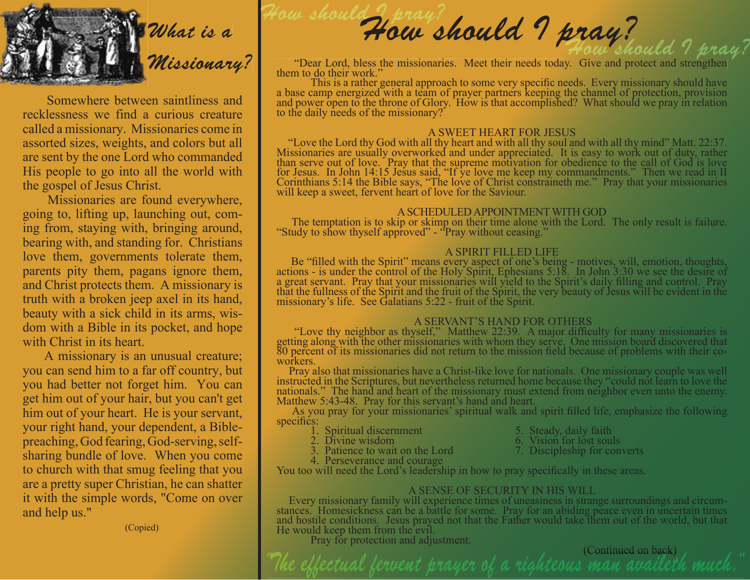# What is a Missionary?

Somewhere between saintliness and recklessness we find a curious creature called a missionary. Missionaries come in assorted sizes, weights, and colors but all are sent by the one Lord who commanded His people to go into all the world with the gospel of Jesus Christ.

Missionaries are found everywhere, going to, lifting up, launching out, coming from, staying with, bringing around, bearing with, and standing for. Christians love them, governments tolerate them, parents pity them, pagans ignore them, and Christ protects them. A missionary is truth with a broken jeep axel in its hand, beauty with a sick child in its arms, wisdom with a Bible in its pocket, and hope with Christ in its heart.

A missionary is an unusual creature; you can send him to a far off country, but you had better not forget him. You can get him out of your hair, but you can't get him out of your heart. He is your servant, your right hand, your dependent, a Bible-preaching, God fearing, God-serving, self-sharing bundle of love. When you come to church with that smug feeling that you are a pretty super Christian, he can shatter it with the simple words, "Come on over and help us."

(Copied)

# How should I pray?

"Dear Lord, bless the missionaries. Meet their needs today. Give and protect and strengthen them to do their work."

This is a rather general approach to some very specific needs. Every missionary should have a base camp energized with a team of prayer partners keeping the channel of protection, provision and power open to the throne of Glory. How is that accomplished? What should we pray in relation to the daily needs of the missionary?

## A SWEET HEART FOR JESUS

"Love the Lord thy God with all thy heart and with all thy soul and with all thy mind" Matt. 22:37. Missionaries are usually overworked and under appreciated. It is easy to work out of duty, rather than serve out of love. Pray that the supreme motivation for obedience to the call of God is love for Jesus. In John 14:15 Jesus said, "If ye love me keep my commandments." Then we read in II Corinthians 5:14 the Bible says, "The love of Christ constraineth me." Pray that your missionaries will keep a sweet, fervent heart of love for the Saviour.

## A SCHEDULED APPOINTMENT WITH GOD

The temptation is to skip or skimp on their time alone with the Lord. The only result is failure. "Study to show thyself approved" - "Pray without ceasing."

## A SPIRIT FILLED LIFE

Be "filled with the Spirit" means every aspect of one's being - motives, will, emotion, thoughts, actions - is under the control of the Holy Spirit, Ephesians 5:18. In John 3:30 we see the desire of a great servant. Pray that your missionaries will yield to the Spirit's daily filling and control. Pray that the fullness of the Spirit and the fruit of the Spirit, the very beauty of Jesus will be evident in the missionary's life. See Galatians 5:22 - fruit of the Spirit.

## A SERVANT'S HAND FOR OTHERS

"Love thy neighbor as thyself," Matthew 22:39. A major difficulty for many missionaries is getting along with the other missionaries with whom they serve. One mission board discovered that 80 percent of its missionaries did not return to the mission field because of problems with their co-workers.

Pray also that missionaries have a Christ-like love for nationals. One missionary couple was well instructed in the Scriptures, but nevertheless returned home because they "could not learn to love the nationals." The hand and heart of the missionary must extend from neighbor even unto the enemy. Matthew 5:43-48. Pray for this servant's hand and heart.

As you pray for your missionaries' spiritual walk and spirit filled life, emphasize the following specifics:

1. Spiritual discernment
2. Divine wisdom
3. Patience to wait on the Lord
4. Perseverance and courage
5. Steady, daily faith
6. Vision for lost souls
7. Discipleship for converts

You too will need the Lord's leadership in how to pray specifically in these areas.

## A SENSE OF SECURITY IN HIS WILL

Every missionary family will experience times of uneasiness in strange surroundings and circumstances. Homesickness can be a battle for some. Pray for an abiding peace even in uncertain times and hostile conditions. Jesus prayed not that the Father would take them out of the world, but that He would keep them from the evil.

Pray for protection and adjustment.

(Continued on back)

*"The effectual fervent prayer of a righteous man availeth much."*